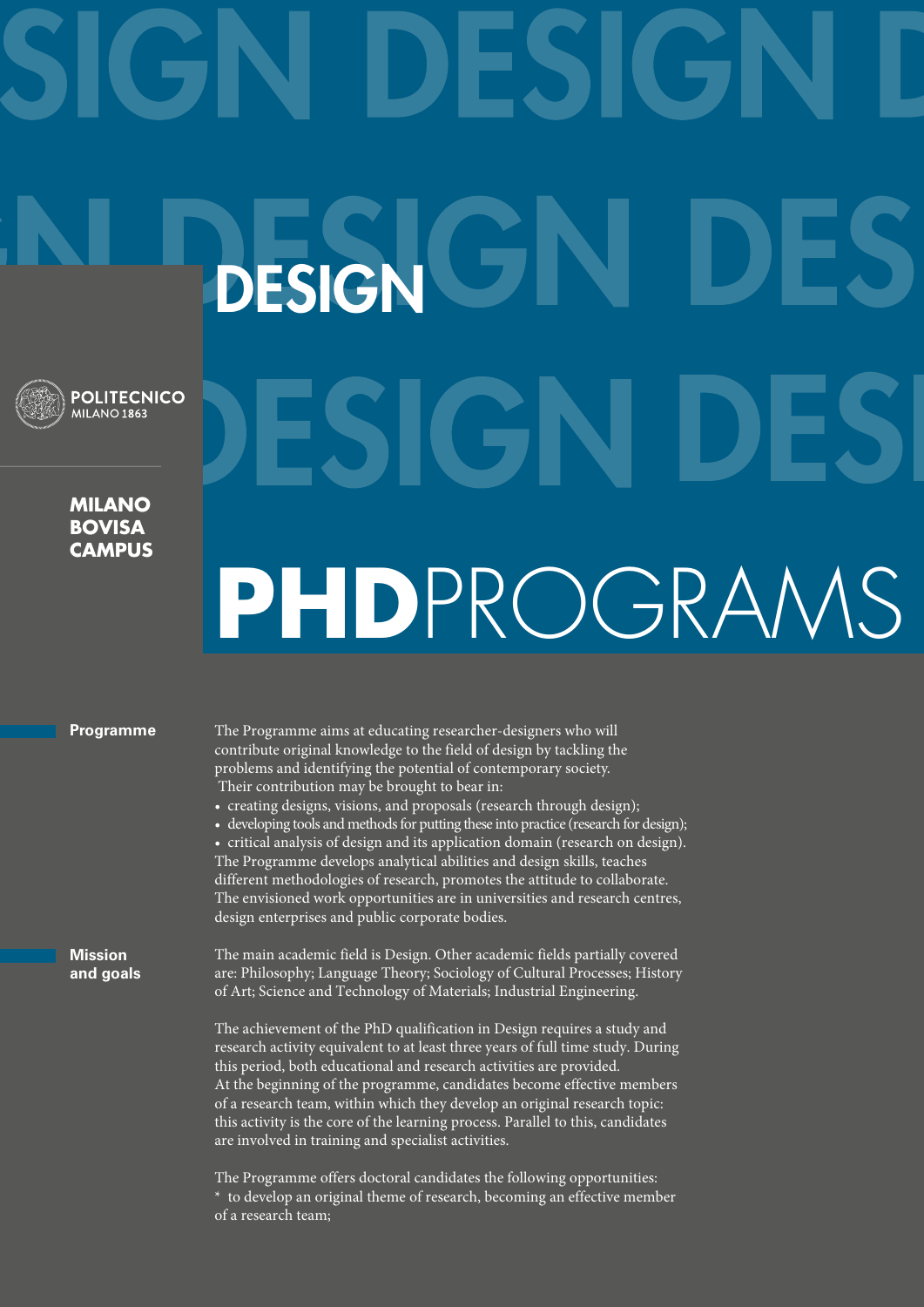# DESIGN

POLITECNICO MILANO 1863

**MILANO BOVISA CAMPUS**

# PHD PROGRAMS

**Programme**

The Programme aims at educating researcher-designers who will contribute original knowledge to the field of design by tackling the problems and identifying the potential of contemporary society. Their contribution may be brought to bear in:

- creating designs, visions, and proposals (research through design);
- developing tools and methods for putting these into practice (research for design);
- critical analysis of design and its application domain (research on design).

The Programme develops analytical abilities and design skills, teaches different methodologies of research, promotes the attitude to collaborate. The envisioned work opportunities are in universities and research centres, design enterprises and public corporate bodies.

**Mission and goals**

The main academic field is Design. Other academic fields partially covered are: Philosophy; Language Theory; Sociology of Cultural Processes; History of Art; Science and Technology of Materials; Industrial Engineering.

The achievement of the PhD qualification in Design requires a study and research activity equivalent to at least three years of full time study. During this period, both educational and research activities are provided. At the beginning of the programme, candidates become effective members of a research team, within which they develop an original research topic: this activity is the core of the learning process. Parallel to this, candidates are involved in training and specialist activities.

The Programme offers doctoral candidates the following opportunities:
* to develop an original theme of research, becoming an effective member of a research team;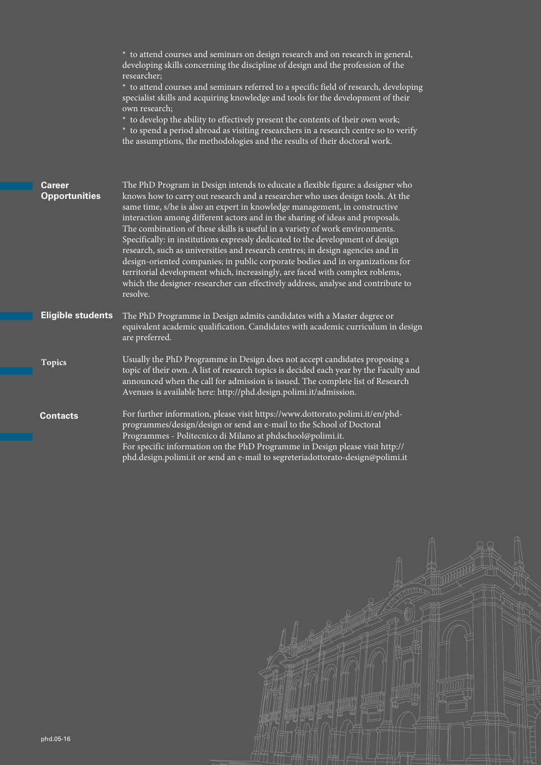* to attend courses and seminars on design research and on research in general, developing skills concerning the discipline of design and the profession of the researcher;
* to attend courses and seminars referred to a specific field of research, developing specialist skills and acquiring knowledge and tools for the development of their own research;
* to develop the ability to effectively present the contents of their own work;
* to spend a period abroad as visiting researchers in a research centre so to verify the assumptions, the methodologies and the results of their doctoral work.

## Career Opportunities

The PhD Program in Design intends to educate a flexible figure: a designer who knows how to carry out research and a researcher who uses design tools. At the same time, s/he is also an expert in knowledge management, in constructive interaction among different actors and in the sharing of ideas and proposals. The combination of these skills is useful in a variety of work environments. Specifically: in institutions expressly dedicated to the development of design research, such as universities and research centres; in design agencies and in design-oriented companies; in public corporate bodies and in organizations for territorial development which, increasingly, are faced with complex roblems, which the designer-researcher can effectively address, analyse and contribute to resolve.

## Eligible students

The PhD Programme in Design admits candidates with a Master degree or equivalent academic qualification. Candidates with academic curriculum in design are preferred.

## Topics

Usually the PhD Programme in Design does not accept candidates proposing a topic of their own. A list of research topics is decided each year by the Faculty and announced when the call for admission is issued. The complete list of Research Avenues is available here: http://phd.design.polimi.it/admission.

## Contacts

For further information, please visit https://www.dottorato.polimi.it/en/phd-programmes/design/design or send an e-mail to the School of Doctoral Programmes - Politecnico di Milano at phdschool@polimi.it.
For specific information on the PhD Programme in Design please visit http://phd.design.polimi.it or send an e-mail to segreteriadottorato-design@polimi.it

phd.05-16